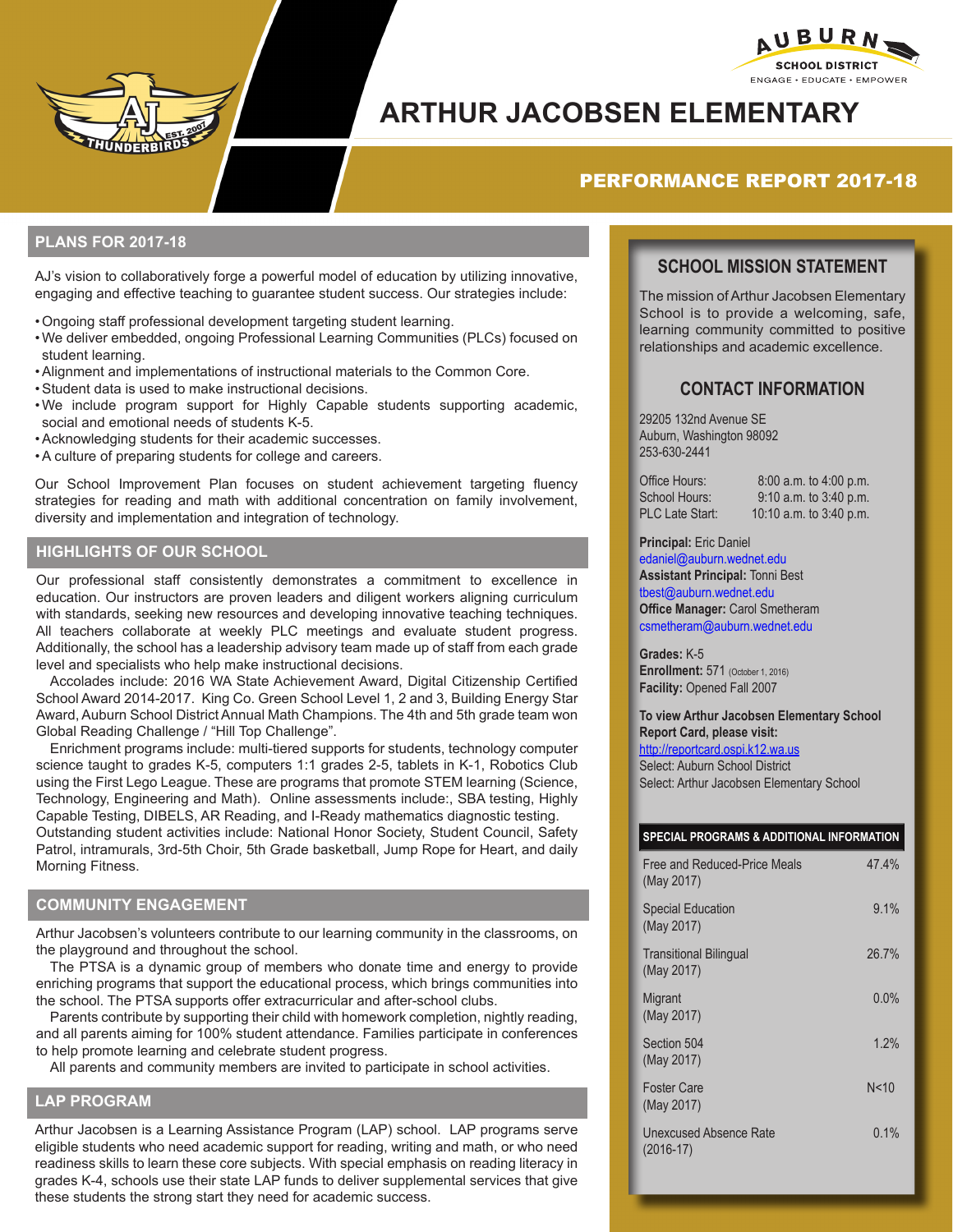# ARTHUR JACOBSEN ELEMENTARY

## PERFORMANCE REPORT 2017-18

## PLANS FOR 2017-18

AJ's vision to collaboratively forge a powerful model of education by utilizing innovative, engaging and effective teaching to guarantee student success. Our strategies include:

- Ongoing staff professional development targeting student learning.
- We deliver embedded, ongoing Professional Learning Communities (PLCs) focused on student learning.
- Alignment and implementations of instructional materials to the Common Core.
- Student data is used to make instructional decisions.
- We include program support for Highly Capable students supporting academic, social and emotional needs of students K-5.
- Acknowledging students for their academic successes.
- A culture of preparing students for college and careers.

Our School Improvement Plan focuses on student achievement targeting fluency strategies for reading and math with additional concentration on family involvement, diversity and implementation and integration of technology.

## HIGHLIGHTS OF OUR SCHOOL

Our professional staff consistently demonstrates a commitment to excellence in education. Our instructors are proven leaders and diligent workers aligning curriculum with standards, seeking new resources and developing innovative teaching techniques. All teachers collaborate at weekly PLC meetings and evaluate student progress. Additionally, the school has a leadership advisory team made up of staff from each grade level and specialists who help make instructional decisions.

Accolades include: 2016 WA State Achievement Award, Digital Citizenship Certified School Award 2014-2017. King Co. Green School Level 1, 2 and 3, Building Energy Star Award, Auburn School District Annual Math Champions. The 4th and 5th grade team won Global Reading Challenge / "Hill Top Challenge".

Enrichment programs include: multi-tiered supports for students, technology computer science taught to grades K-5, computers 1:1 grades 2-5, tablets in K-1, Robotics Club using the First Lego League. These are programs that promote STEM learning (Science, Technology, Engineering and Math). Online assessments include:, SBA testing, Highly Capable Testing, DIBELS, AR Reading, and I-Ready mathematics diagnostic testing. Outstanding student activities include: National Honor Society, Student Council, Safety Patrol, intramurals, 3rd-5th Choir, 5th Grade basketball, Jump Rope for Heart, and daily Morning Fitness.

## COMMUNITY ENGAGEMENT

Arthur Jacobsen's volunteers contribute to our learning community in the classrooms, on the playground and throughout the school.

The PTSA is a dynamic group of members who donate time and energy to provide enriching programs that support the educational process, which brings communities into the school. The PTSA supports offer extracurricular and after-school clubs.

Parents contribute by supporting their child with homework completion, nightly reading, and all parents aiming for 100% student attendance. Families participate in conferences to help promote learning and celebrate student progress.

All parents and community members are invited to participate in school activities.

## LAP PROGRAM

Arthur Jacobsen is a Learning Assistance Program (LAP) school. LAP programs serve eligible students who need academic support for reading, writing and math, or who need readiness skills to learn these core subjects. With special emphasis on reading literacy in grades K-4, schools use their state LAP funds to deliver supplemental services that give these students the strong start they need for academic success.

## SCHOOL MISSION STATEMENT

The mission of Arthur Jacobsen Elementary School is to provide a welcoming, safe, learning community committed to positive relationships and academic excellence.

## CONTACT INFORMATION

29205 132nd Avenue SE
Auburn, Washington 98092
253-630-2441

| | |
|---|---|
| Office Hours: | 8:00 a.m. to 4:00 p.m. |
| School Hours: | 9:10 a.m. to 3:40 p.m. |
| PLC Late Start: | 10:10 a.m. to 3:40 p.m. |

**Principal:** Eric Daniel
edaniel@auburn.wednet.edu
**Assistant Principal:** Tonni Best
tbest@auburn.wednet.edu
**Office Manager:** Carol Smetheram
csmetheram@auburn.wednet.edu

**Grades:** K-5
**Enrollment:** 571 (October 1, 2016)
**Facility:** Opened Fall 2007

**To view Arthur Jacobsen Elementary School Report Card, please visit:**
http://reportcard.ospi.k12.wa.us
Select: Auburn School District
Select: Arthur Jacobsen Elementary School

| SPECIAL PROGRAMS & ADDITIONAL INFORMATION | |
|---|---|
| Free and Reduced-Price Meals (May 2017) | 47.4% |
| Special Education (May 2017) | 9.1% |
| Transitional Bilingual (May 2017) | 26.7% |
| Migrant (May 2017) | 0.0% |
| Section 504 (May 2017) | 1.2% |
| Foster Care (May 2017) | N<10 |
| Unexcused Absence Rate (2016-17) | 0.1% |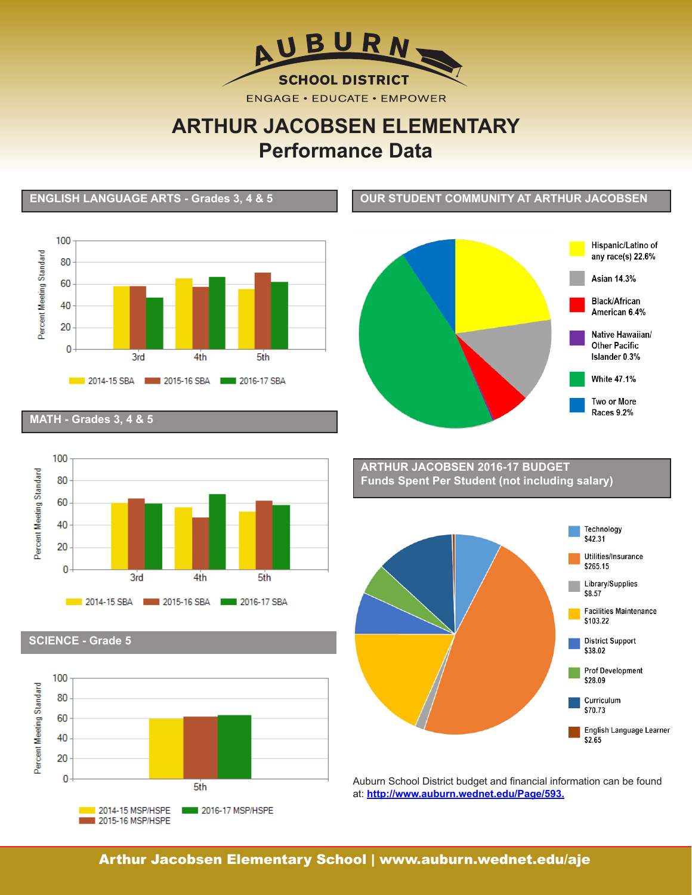AUBURN SCHOOL DISTRICT

ENGAGE • EDUCATE • EMPOWER

# ARTHUR JACOBSEN ELEMENTARY
## Performance Data

### ENGLISH LANGUAGE ARTS - Grades 3, 4 & 5

Percent Meeting Standard

100
80
60
40
20
0

3rd
4th
5th

2014-15 SBA
2015-16 SBA
2016-17 SBA

### MATH - Grades 3, 4 & 5

Percent Meeting Standard

100
80
60
40
20
0

3rd
4th
5th

2014-15 SBA
2015-16 SBA
2016-17 SBA

### SCIENCE - Grade 5

Percent Meeting Standard

100
80
60
40
20
0

5th

2014-15 MSP/HSPE
2015-16 MSP/HSPE
2016-17 MSP/HSPE

### OUR STUDENT COMMUNITY AT ARTHUR JACOBSEN

Hispanic/Latino of any race(s) 22.6%
Asian 14.3%
Black/African American 6.4%
Native Hawaiian/ Other Pacific Islander 0.3%
White 47.1%
Two or More Races 9.2%

### ARTHUR JACOBSEN 2016-17 BUDGET
### Funds Spent Per Student (not including salary)

Technology $42.31
Utilities/Insurance $265.15
Library/Supplies $8.57
Facilities Maintenance $103.22
District Support $38.02
Prof Development $28.09
Curriculum $70.73
English Language Learner $2.65

Auburn School District budget and financial information can be found at: **http://www.auburn.wednet.edu/Page/593.**

**Arthur Jacobsen Elementary School | www.auburn.wednet.edu/aje**